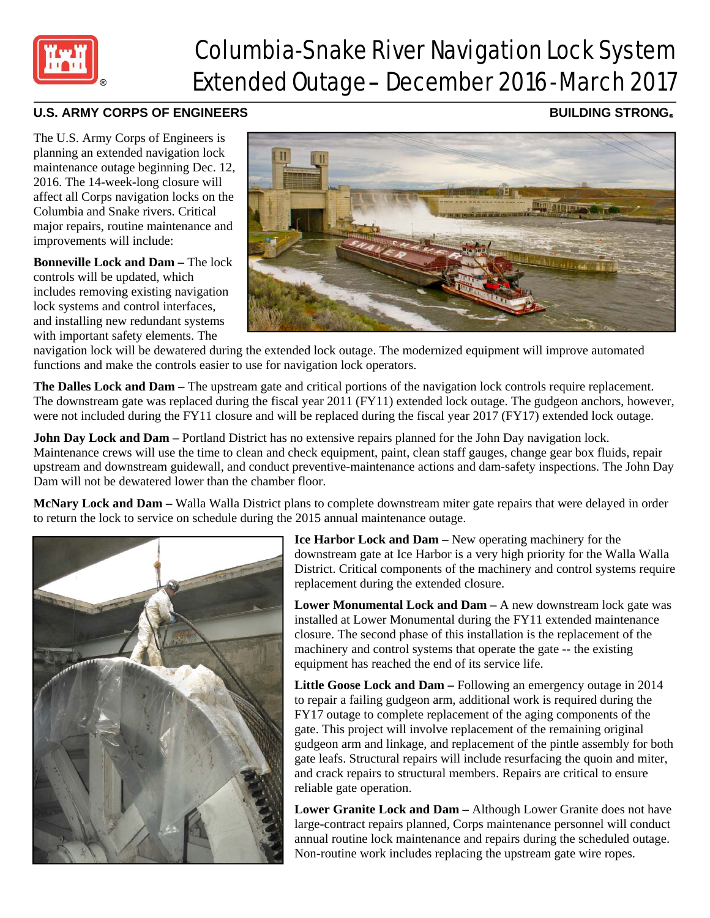# Columbia-Snake River Navigation Lock System Extended Outage – December 2016 - March 2017

**U.S. ARMY CORPS OF ENGINEERS** **BUILDING STRONG®**

The U.S. Army Corps of Engineers is planning an extended navigation lock maintenance outage beginning Dec. 12, 2016. The 14-week-long closure will affect all Corps navigation locks on the Columbia and Snake rivers. Critical major repairs, routine maintenance and improvements will include:

**Bonneville Lock and Dam –** The lock controls will be updated, which includes removing existing navigation lock systems and control interfaces, and installing new redundant systems with important safety elements. The navigation lock will be dewatered during the extended lock outage. The modernized equipment will improve automated functions and make the controls easier to use for navigation lock operators.

**The Dalles Lock and Dam –** The upstream gate and critical portions of the navigation lock controls require replacement. The downstream gate was replaced during the fiscal year 2011 (FY11) extended lock outage. The gudgeon anchors, however, were not included during the FY11 closure and will be replaced during the fiscal year 2017 (FY17) extended lock outage.

**John Day Lock and Dam –** Portland District has no extensive repairs planned for the John Day navigation lock. Maintenance crews will use the time to clean and check equipment, paint, clean staff gauges, change gear box fluids, repair upstream and downstream guidewall, and conduct preventive-maintenance actions and dam-safety inspections. The John Day Dam will not be dewatered lower than the chamber floor.

**McNary Lock and Dam –** Walla Walla District plans to complete downstream miter gate repairs that were delayed in order to return the lock to service on schedule during the 2015 annual maintenance outage.

**Ice Harbor Lock and Dam –** New operating machinery for the downstream gate at Ice Harbor is a very high priority for the Walla Walla District. Critical components of the machinery and control systems require replacement during the extended closure.

**Lower Monumental Lock and Dam –** A new downstream lock gate was installed at Lower Monumental during the FY11 extended maintenance closure. The second phase of this installation is the replacement of the machinery and control systems that operate the gate -- the existing equipment has reached the end of its service life.

**Little Goose Lock and Dam –** Following an emergency outage in 2014 to repair a failing gudgeon arm, additional work is required during the FY17 outage to complete replacement of the aging components of the gate. This project will involve replacement of the remaining original gudgeon arm and linkage, and replacement of the pintle assembly for both gate leafs. Structural repairs will include resurfacing the quoin and miter, and crack repairs to structural members. Repairs are critical to ensure reliable gate operation.

**Lower Granite Lock and Dam –** Although Lower Granite does not have large-contract repairs planned, Corps maintenance personnel will conduct annual routine lock maintenance and repairs during the scheduled outage. Non-routine work includes replacing the upstream gate wire ropes.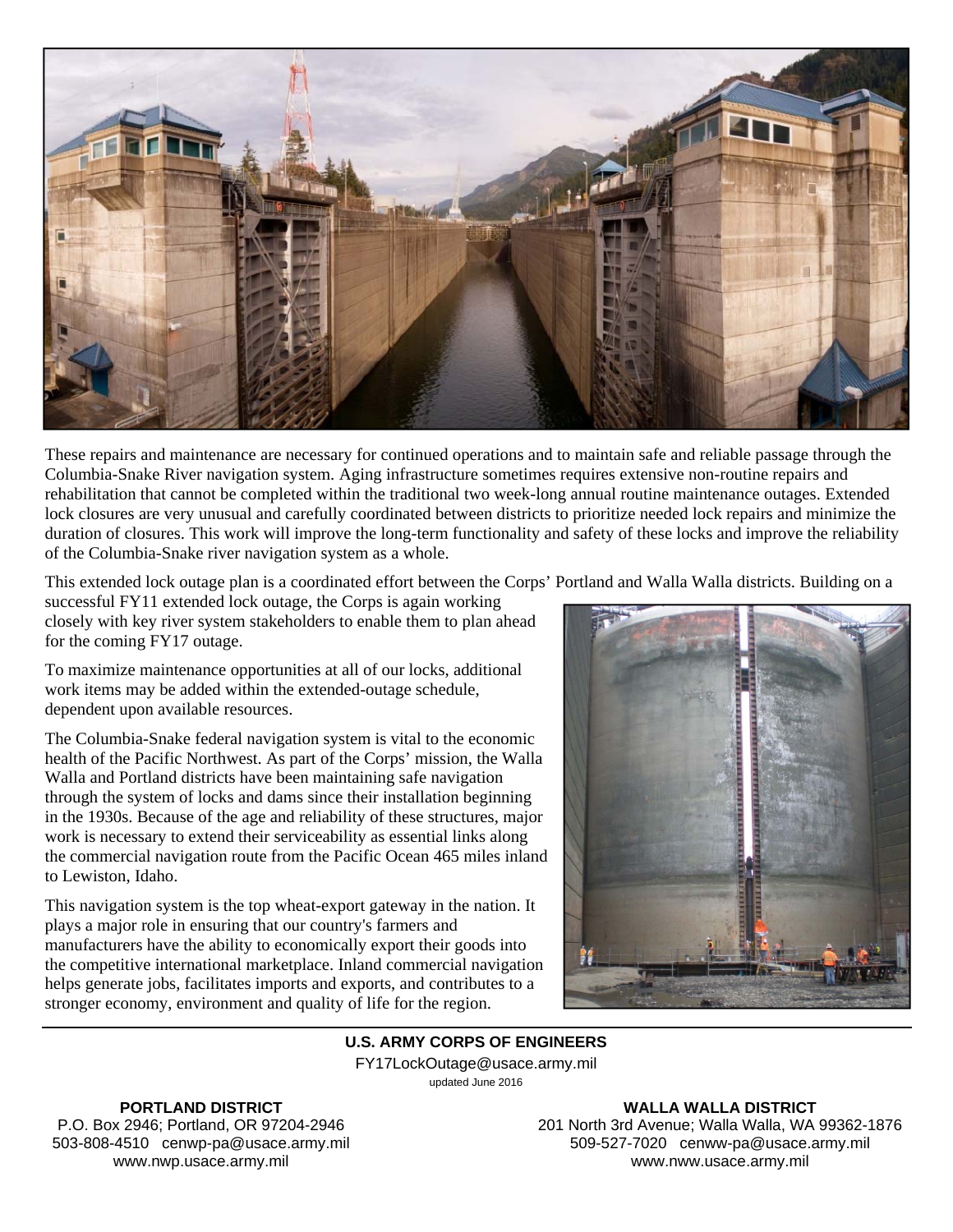These repairs and maintenance are necessary for continued operations and to maintain safe and reliable passage through the Columbia-Snake River navigation system. Aging infrastructure sometimes requires extensive non-routine repairs and rehabilitation that cannot be completed within the traditional two week-long annual routine maintenance outages. Extended lock closures are very unusual and carefully coordinated between districts to prioritize needed lock repairs and minimize the duration of closures. This work will improve the long-term functionality and safety of these locks and improve the reliability of the Columbia-Snake river navigation system as a whole.

This extended lock outage plan is a coordinated effort between the Corps' Portland and Walla Walla districts. Building on a successful FY11 extended lock outage, the Corps is again working closely with key river system stakeholders to enable them to plan ahead for the coming FY17 outage.

To maximize maintenance opportunities at all of our locks, additional work items may be added within the extended-outage schedule, dependent upon available resources.

The Columbia-Snake federal navigation system is vital to the economic health of the Pacific Northwest. As part of the Corps' mission, the Walla Walla and Portland districts have been maintaining safe navigation through the system of locks and dams since their installation beginning in the 1930s. Because of the age and reliability of these structures, major work is necessary to extend their serviceability as essential links along the commercial navigation route from the Pacific Ocean 465 miles inland to Lewiston, Idaho.

This navigation system is the top wheat-export gateway in the nation. It plays a major role in ensuring that our country's farmers and manufacturers have the ability to economically export their goods into the competitive international marketplace. Inland commercial navigation helps generate jobs, facilitates imports and exports, and contributes to a stronger economy, environment and quality of life for the region.

**U.S. ARMY CORPS OF ENGINEERS**

FY17LockOutage@usace.army.mil

updated June 2016

**PORTLAND DISTRICT**
P.O. Box 2946; Portland, OR 97204-2946
503-808-4510 cenwp-pa@usace.army.mil
www.nwp.usace.army.mil

**WALLA WALLA DISTRICT**
201 North 3rd Avenue; Walla Walla, WA 99362-1876
509-527-7020 cenww-pa@usace.army.mil
www.nww.usace.army.mil